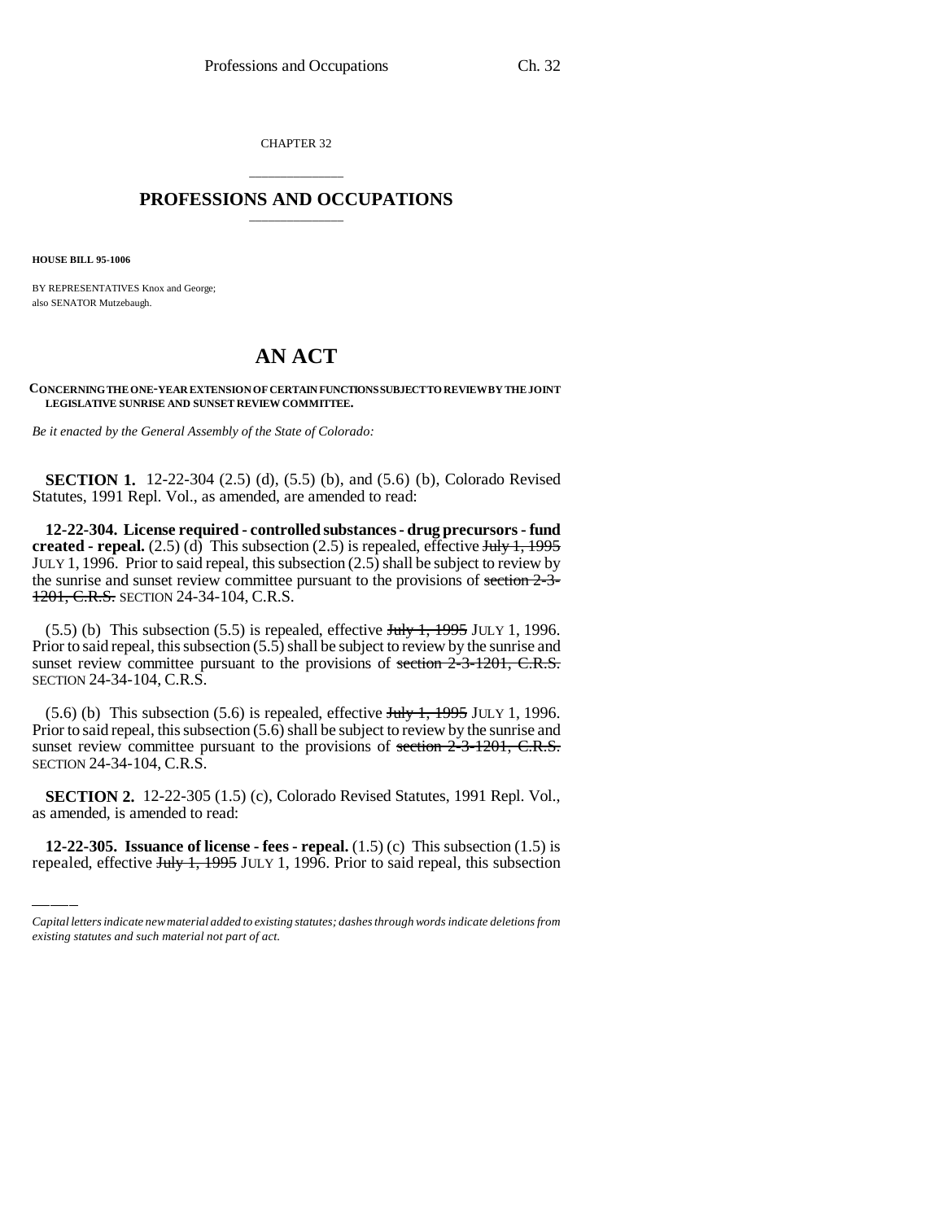CHAPTER 32

# PROFESSIONS AND OCCUPATIONS

**HOUSE BILL 95-1006**

BY REPRESENTATIVES Knox and George;
also SENATOR Mutzebaugh.

# AN ACT

**CONCERNING THE ONE-YEAR EXTENSION OF CERTAIN FUNCTIONS SUBJECT TO REVIEW BY THE JOINT LEGISLATIVE SUNRISE AND SUNSET REVIEW COMMITTEE.**

*Be it enacted by the General Assembly of the State of Colorado:*

**SECTION 1.** 12-22-304 (2.5) (d), (5.5) (b), and (5.6) (b), Colorado Revised Statutes, 1991 Repl. Vol., as amended, are amended to read:

**12-22-304. License required - controlled substances - drug precursors - fund created - repeal.** (2.5) (d) This subsection (2.5) is repealed, effective ~~July 1, 1995~~ JULY 1, 1996. Prior to said repeal, this subsection (2.5) shall be subject to review by the sunrise and sunset review committee pursuant to the provisions of ~~section 2-3-1201, C.R.S.~~ SECTION 24-34-104, C.R.S.

(5.5) (b) This subsection (5.5) is repealed, effective ~~July 1, 1995~~ JULY 1, 1996. Prior to said repeal, this subsection (5.5) shall be subject to review by the sunrise and sunset review committee pursuant to the provisions of ~~section 2-3-1201, C.R.S.~~ SECTION 24-34-104, C.R.S.

(5.6) (b) This subsection (5.6) is repealed, effective ~~July 1, 1995~~ JULY 1, 1996. Prior to said repeal, this subsection (5.6) shall be subject to review by the sunrise and sunset review committee pursuant to the provisions of ~~section 2-3-1201, C.R.S.~~ SECTION 24-34-104, C.R.S.

**SECTION 2.** 12-22-305 (1.5) (c), Colorado Revised Statutes, 1991 Repl. Vol., as amended, is amended to read:

**12-22-305. Issuance of license - fees - repeal.** (1.5) (c) This subsection (1.5) is repealed, effective ~~July 1, 1995~~ JULY 1, 1996. Prior to said repeal, this subsection

*Capital letters indicate new material added to existing statutes; dashes through words indicate deletions from existing statutes and such material not part of act.*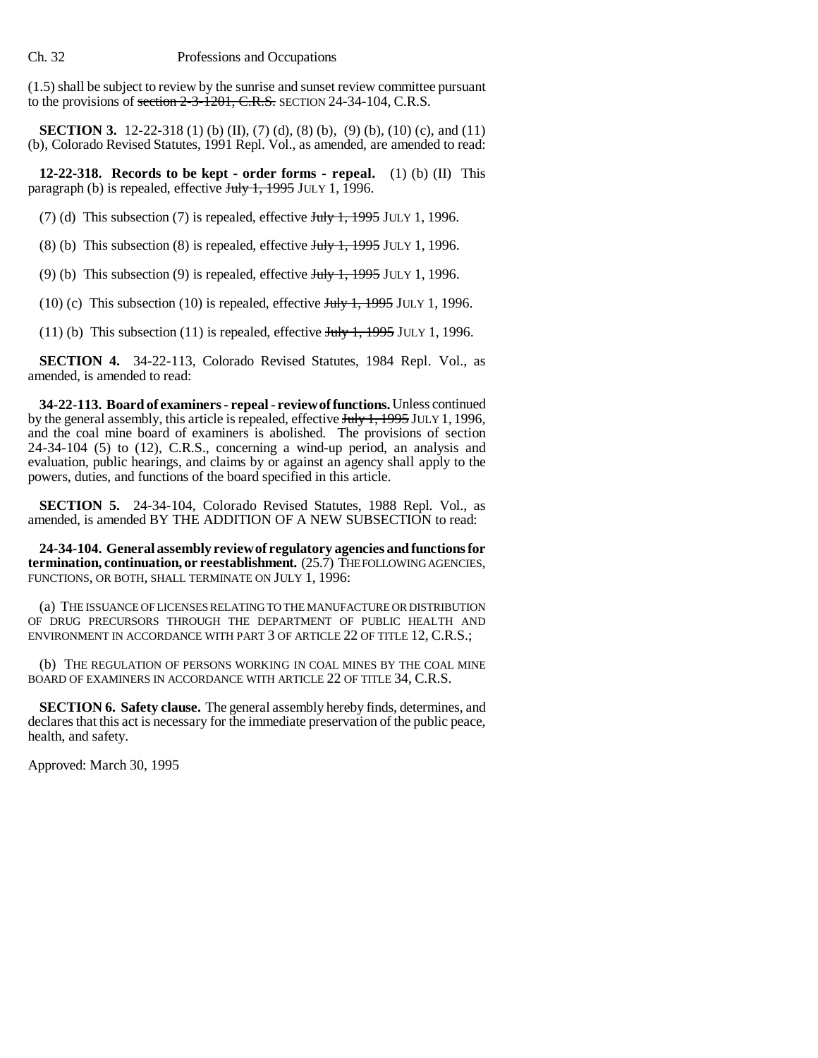(1.5) shall be subject to review by the sunrise and sunset review committee pursuant to the provisions of ~~section 2-3-1201, C.R.S.~~ SECTION 24-34-104, C.R.S.

**SECTION 3.** 12-22-318 (1) (b) (II), (7) (d), (8) (b), (9) (b), (10) (c), and (11) (b), Colorado Revised Statutes, 1991 Repl. Vol., as amended, are amended to read:

**12-22-318. Records to be kept - order forms - repeal.** (1) (b) (II) This paragraph (b) is repealed, effective ~~July 1, 1995~~ JULY 1, 1996.

(7) (d) This subsection (7) is repealed, effective ~~July 1, 1995~~ JULY 1, 1996.

(8) (b) This subsection (8) is repealed, effective ~~July 1, 1995~~ JULY 1, 1996.

(9) (b) This subsection (9) is repealed, effective ~~July 1, 1995~~ JULY 1, 1996.

(10) (c) This subsection (10) is repealed, effective ~~July 1, 1995~~ JULY 1, 1996.

(11) (b) This subsection (11) is repealed, effective ~~July 1, 1995~~ JULY 1, 1996.

**SECTION 4.** 34-22-113, Colorado Revised Statutes, 1984 Repl. Vol., as amended, is amended to read:

**34-22-113. Board of examiners - repeal - review of functions.** Unless continued by the general assembly, this article is repealed, effective ~~July 1, 1995~~ JULY 1, 1996, and the coal mine board of examiners is abolished. The provisions of section 24-34-104 (5) to (12), C.R.S., concerning a wind-up period, an analysis and evaluation, public hearings, and claims by or against an agency shall apply to the powers, duties, and functions of the board specified in this article.

**SECTION 5.** 24-34-104, Colorado Revised Statutes, 1988 Repl. Vol., as amended, is amended BY THE ADDITION OF A NEW SUBSECTION to read:

**24-34-104. General assembly review of regulatory agencies and functions for termination, continuation, or reestablishment.** (25.7) THE FOLLOWING AGENCIES, FUNCTIONS, OR BOTH, SHALL TERMINATE ON JULY 1, 1996:

(a) THE ISSUANCE OF LICENSES RELATING TO THE MANUFACTURE OR DISTRIBUTION OF DRUG PRECURSORS THROUGH THE DEPARTMENT OF PUBLIC HEALTH AND ENVIRONMENT IN ACCORDANCE WITH PART 3 OF ARTICLE 22 OF TITLE 12, C.R.S.;

(b) THE REGULATION OF PERSONS WORKING IN COAL MINES BY THE COAL MINE BOARD OF EXAMINERS IN ACCORDANCE WITH ARTICLE 22 OF TITLE 34, C.R.S.

**SECTION 6. Safety clause.** The general assembly hereby finds, determines, and declares that this act is necessary for the immediate preservation of the public peace, health, and safety.

Approved: March 30, 1995